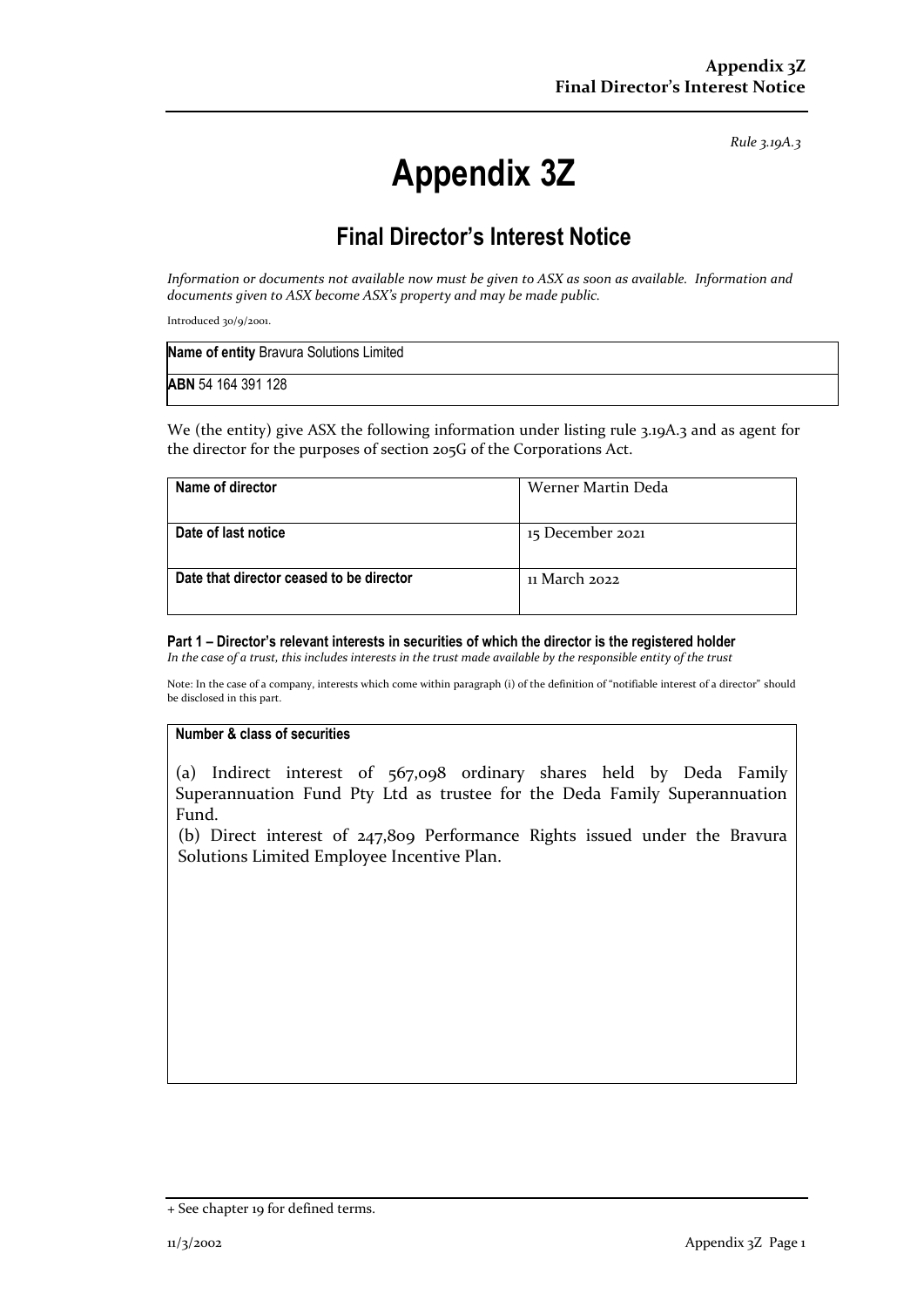*Rule 3.19A.3*

# Appendix 3Z

## Final Director's Interest Notice

*Information or documents not available now must be given to ASX as soon as available. Information and documents given to ASX become ASX's property and may be made public.*

Introduced 30/9/2001.

| **Name of entity** Bravura Solutions Limited |
|---|
| **ABN** 54 164 391 128 |

We (the entity) give ASX the following information under listing rule 3.19A.3 and as agent for the director for the purposes of section 205G of the Corporations Act.

| **Name of director** | Werner Martin Deda |
|---|---|
| **Date of last notice** | 15 December 2021 |
| **Date that director ceased to be director** | 11 March 2022 |

**Part 1 – Director's relevant interests in securities of which the director is the registered holder**
*In the case of a trust, this includes interests in the trust made available by the responsible entity of the trust*

Note: In the case of a company, interests which come within paragraph (i) of the definition of "notifiable interest of a director" should be disclosed in this part.

| **Number & class of securities** |
|---|
| (a) Indirect interest of 567,098 ordinary shares held by Deda Family Superannuation Fund Pty Ltd as trustee for the Deda Family Superannuation Fund.<br>(b) Direct interest of 247,809 Performance Rights issued under the Bravura Solutions Limited Employee Incentive Plan. |

+ See chapter 19 for defined terms.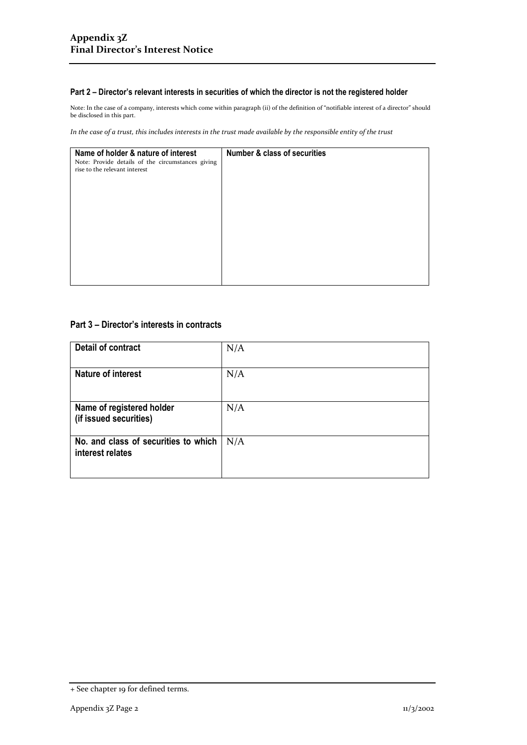## Part 2 – Director's relevant interests in securities of which the director is not the registered holder

Note: In the case of a company, interests which come within paragraph (ii) of the definition of "notifiable interest of a director" should be disclosed in this part.

*In the case of a trust, this includes interests in the trust made available by the responsible entity of the trust*

| **Name of holder & nature of interest**<br>Note: Provide details of the circumstances giving rise to the relevant interest | **Number & class of securities** |
|---|---|
| | |

## Part 3 – Director's interests in contracts

| | |
|---|---|
| **Detail of contract** | N/A |
| **Nature of interest** | N/A |
| **Name of registered holder (if issued securities)** | N/A |
| **No. and class of securities to which interest relates** | N/A |

+ See chapter 19 for defined terms.